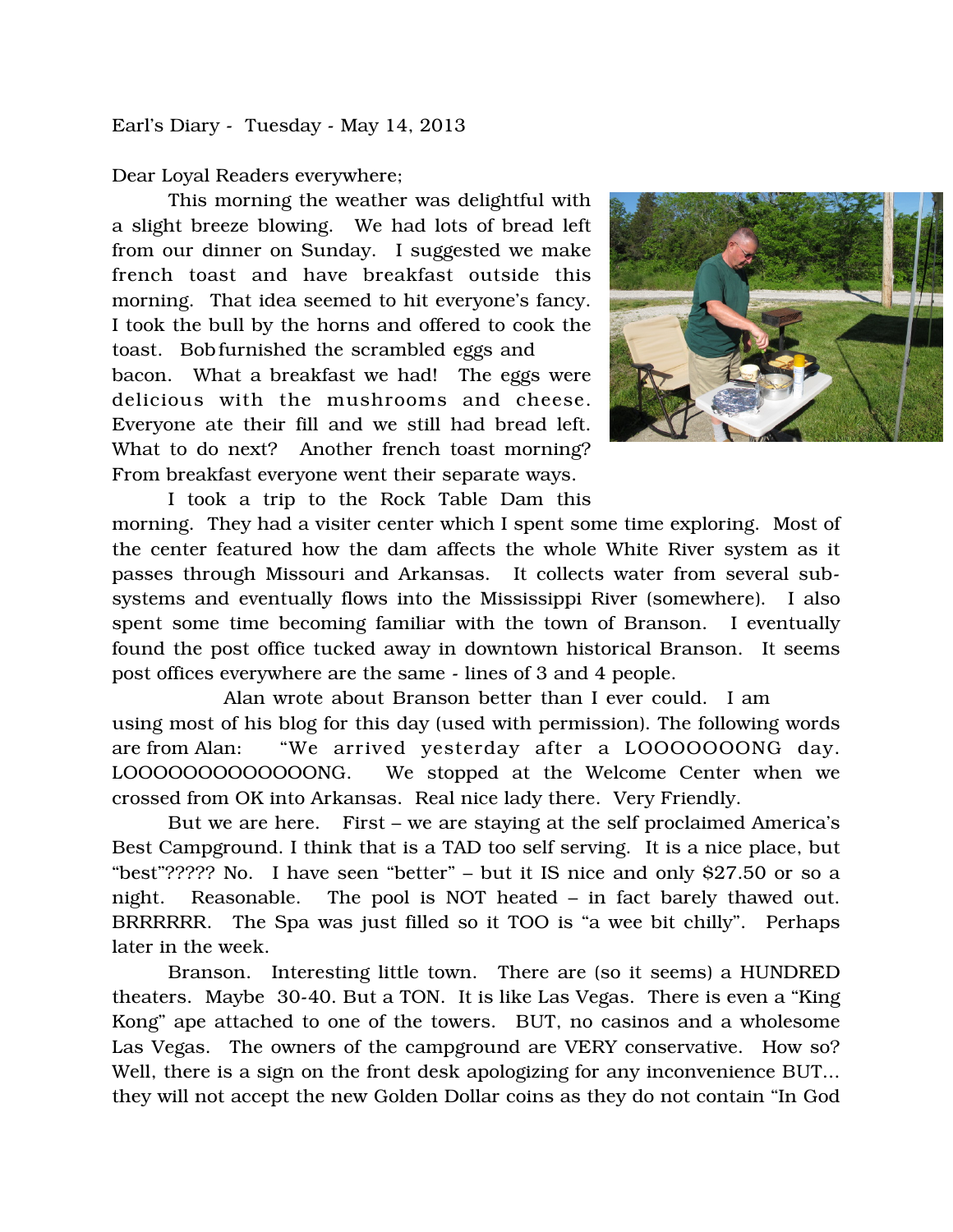Earl's Diary - Tuesday - May 14, 2013

Dear Loyal Readers everywhere;

This morning the weather was delightful with a slight breeze blowing. We had lots of bread left from our dinner on Sunday. I suggested we make french toast and have breakfast outside this morning. That idea seemed to hit everyone's fancy. I took the bull by the horns and offered to cook the toast. Bob furnished the scrambled eggs and bacon. What a breakfast we had! The eggs were delicious with the mushrooms and cheese. Everyone ate their fill and we still had bread left. What to do next? Another french toast morning? From breakfast everyone went their separate ways.

I took a trip to the Rock Table Dam this morning. They had a visiter center which I spent some time exploring. Most of the center featured how the dam affects the whole White River system as it passes through Missouri and Arkansas. It collects water from several sub-systems and eventually flows into the Mississippi River (somewhere). I also spent some time becoming familiar with the town of Branson. I eventually found the post office tucked away in downtown historical Branson. It seems post offices everywhere are the same - lines of 3 and 4 people.

Alan wrote about Branson better than I ever could. I am using most of his blog for this day (used with permission). The following words are from Alan: "We arrived yesterday after a LOOOOOOONG day. LOOOOOOOOOOOOONG. We stopped at the Welcome Center when we crossed from OK into Arkansas. Real nice lady there. Very Friendly.

But we are here. First – we are staying at the self proclaimed America's Best Campground. I think that is a TAD too self serving. It is a nice place, but "best"????? No. I have seen "better" – but it IS nice and only $27.50 or so a night. Reasonable. The pool is NOT heated – in fact barely thawed out. BRRRRRR. The Spa was just filled so it TOO is "a wee bit chilly". Perhaps later in the week.

Branson. Interesting little town. There are (so it seems) a HUNDRED theaters. Maybe 30-40. But a TON. It is like Las Vegas. There is even a "King Kong" ape attached to one of the towers. BUT, no casinos and a wholesome Las Vegas. The owners of the campground are VERY conservative. How so? Well, there is a sign on the front desk apologizing for any inconvenience BUT… they will not accept the new Golden Dollar coins as they do not contain "In God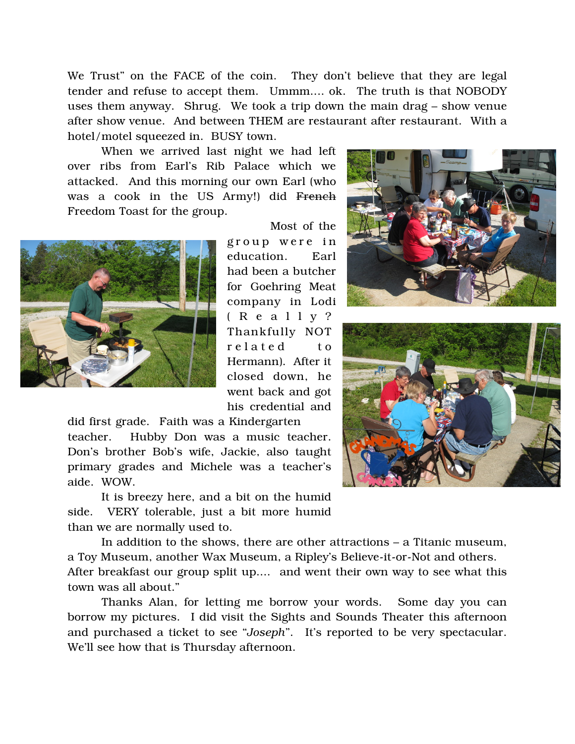We Trust" on the FACE of the coin. They don't believe that they are legal tender and refuse to accept them. Ummm.... ok. The truth is that NOBODY uses them anyway. Shrug. We took a trip down the main drag – show venue after show venue. And between THEM are restaurant after restaurant. With a hotel/motel squeezed in. BUSY town.

When we arrived last night we had left over ribs from Earl's Rib Palace which we attacked. And this morning our own Earl (who was a cook in the US Army!) did ~~French~~ Freedom Toast for the group.

Most of the group were in education. Earl had been a butcher for Goehring Meat company in Lodi (Really? Thankfully NOT related to Hermann). After it closed down, he went back and got his credential and did first grade. Faith was a Kindergarten teacher. Hubby Don was a music teacher. Don's brother Bob's wife, Jackie, also taught primary grades and Michele was a teacher's aide. WOW.

It is breezy here, and a bit on the humid side. VERY tolerable, just a bit more humid than we are normally used to.

In addition to the shows, there are other attractions – a Titanic museum, a Toy Museum, another Wax Museum, a Ripley's Believe-it-or-Not and others. After breakfast our group split up.... and went their own way to see what this town was all about."

Thanks Alan, for letting me borrow your words. Some day you can borrow my pictures. I did visit the Sights and Sounds Theater this afternoon and purchased a ticket to see "*Joseph*". It's reported to be very spectacular. We'll see how that is Thursday afternoon.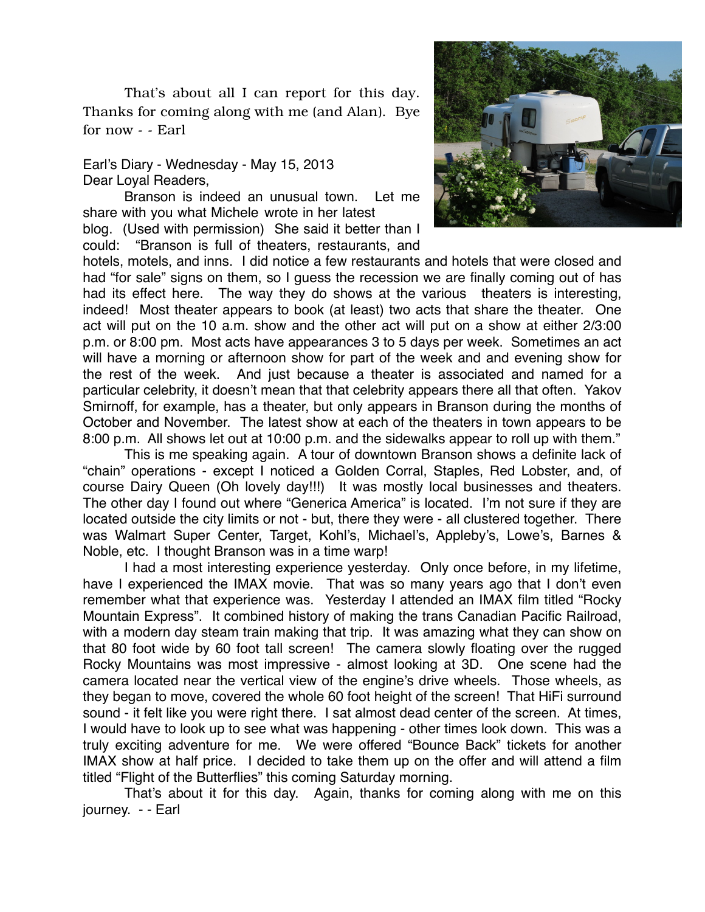That's about all I can report for this day. Thanks for coming along with me (and Alan). Bye for now - - Earl

Earl's Diary - Wednesday - May 15, 2013
Dear Loyal Readers,

Branson is indeed an unusual town. Let me share with you what Michele wrote in her latest blog. (Used with permission) She said it better than I could: "Branson is full of theaters, restaurants, and hotels, motels, and inns. I did notice a few restaurants and hotels that were closed and had "for sale" signs on them, so I guess the recession we are finally coming out of has had its effect here. The way they do shows at the various theaters is interesting, indeed! Most theater appears to book (at least) two acts that share the theater. One act will put on the 10 a.m. show and the other act will put on a show at either 2/3:00 p.m. or 8:00 pm. Most acts have appearances 3 to 5 days per week. Sometimes an act will have a morning or afternoon show for part of the week and and evening show for the rest of the week. And just because a theater is associated and named for a particular celebrity, it doesn't mean that that celebrity appears there all that often. Yakov Smirnoff, for example, has a theater, but only appears in Branson during the months of October and November. The latest show at each of the theaters in town appears to be 8:00 p.m. All shows let out at 10:00 p.m. and the sidewalks appear to roll up with them."

This is me speaking again. A tour of downtown Branson shows a definite lack of "chain" operations - except I noticed a Golden Corral, Staples, Red Lobster, and, of course Dairy Queen (Oh lovely day!!!) It was mostly local businesses and theaters. The other day I found out where "Generica America" is located. I'm not sure if they are located outside the city limits or not - but, there they were - all clustered together. There was Walmart Super Center, Target, Kohl's, Michael's, Appleby's, Lowe's, Barnes & Noble, etc. I thought Branson was in a time warp!

I had a most interesting experience yesterday. Only once before, in my lifetime, have I experienced the IMAX movie. That was so many years ago that I don't even remember what that experience was. Yesterday I attended an IMAX film titled "Rocky Mountain Express". It combined history of making the trans Canadian Pacific Railroad, with a modern day steam train making that trip. It was amazing what they can show on that 80 foot wide by 60 foot tall screen! The camera slowly floating over the rugged Rocky Mountains was most impressive - almost looking at 3D. One scene had the camera located near the vertical view of the engine's drive wheels. Those wheels, as they began to move, covered the whole 60 foot height of the screen! That HiFi surround sound - it felt like you were right there. I sat almost dead center of the screen. At times, I would have to look up to see what was happening - other times look down. This was a truly exciting adventure for me. We were offered "Bounce Back" tickets for another IMAX show at half price. I decided to take them up on the offer and will attend a film titled "Flight of the Butterflies" this coming Saturday morning.

That's about it for this day. Again, thanks for coming along with me on this journey. - - Earl